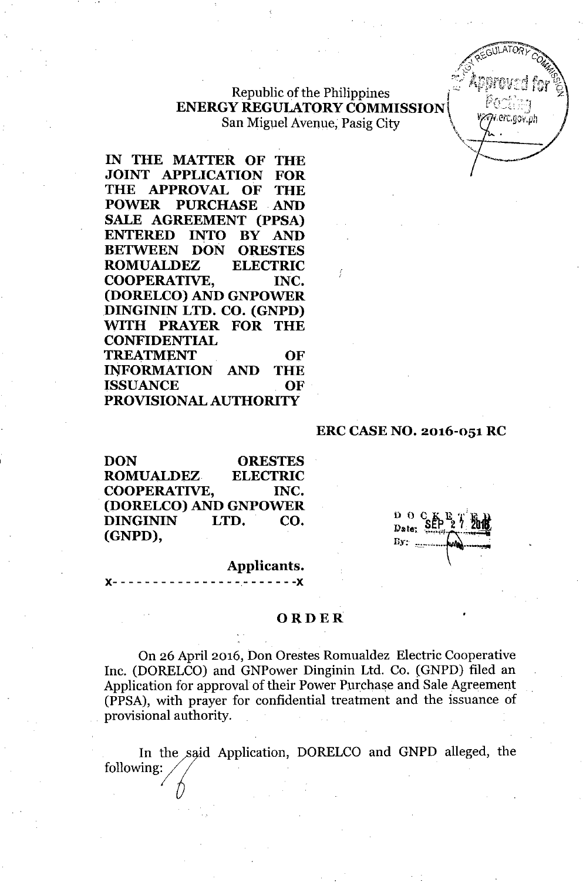Republic of the Philippines
**ENERGY REGULATORY COMMISSION**
San Miguel Avenue, Pasig City

**IN THE MATTER OF THE JOINT APPLICATION FOR THE APPROVAL OF THE POWER PURCHASE AND SALE AGREEMENT (PPSA) ENTERED INTO BY AND BETWEEN DON ORESTES ROMUALDEZ ELECTRIC COOPERATIVE, INC. (DORELCO) AND GNPOWER DINGININ LTD. CO. (GNPD) WITH PRAYER FOR THE CONFIDENTIAL TREATMENT OF INFORMATION AND THE ISSUANCE OF PROVISIONAL AUTHORITY**

**ERC CASE NO. 2016-051 RC**

**DON ORESTES ROMUALDEZ ELECTRIC COOPERATIVE, INC. (DORELCO) AND GNPOWER DINGININ LTD. CO. (GNPD),**

**Applicants.**

x- - - - - - - - - - - - - - - - - - - - - - -x

DOCKETED
Date: SEP 27 2016
By: ________

# ORDER

On 26 April 2016, Don Orestes Romualdez Electric Cooperative Inc. (DORELCO) and GNPower Dinginin Ltd. Co. (GNPD) filed an Application for approval of their Power Purchase and Sale Agreement (PPSA), with prayer for confidential treatment and the issuance of provisional authority.

In the said Application, DORELCO and GNPD alleged, the following: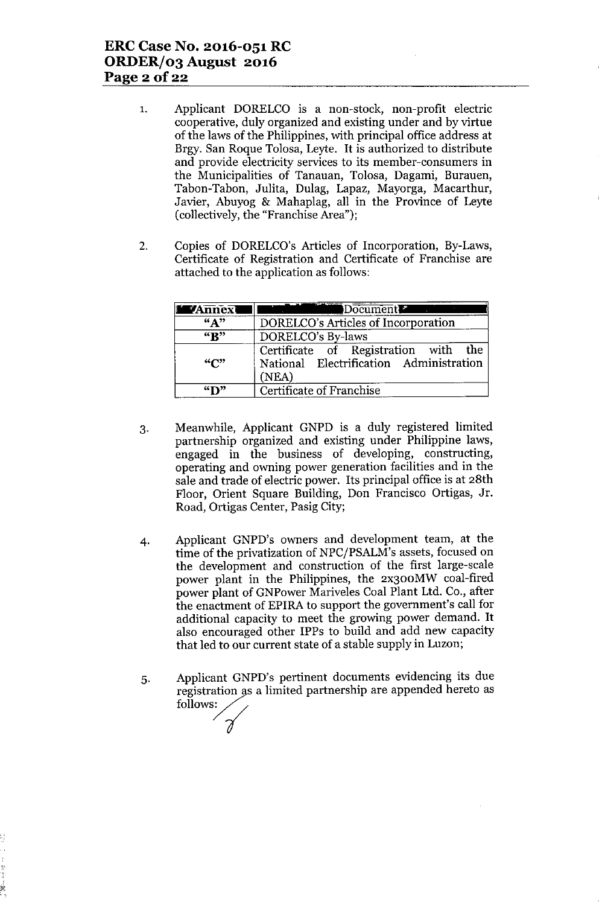1. Applicant DORELCO is a non-stock, non-profit electric cooperative, duly organized and existing under and by virtue of the laws of the Philippines, with principal office address at Brgy. San Roque Tolosa, Leyte. It is authorized to distribute and provide electricity services to its member-consumers in the Municipalities of Tanauan, Tolosa, Dagami, Burauen, Tabon-Tabon, Julita, Dulag, Lapaz, Mayorga, Macarthur, Javier, Abuyog & Mahaplag, all in the Province of Leyte (collectively, the "Franchise Area");

2. Copies of DORELCO's Articles of Incorporation, By-Laws, Certificate of Registration and Certificate of Franchise are attached to the application as follows:

| Annex | Document |
|---|---|
| "A" | DORELCO's Articles of Incorporation |
| "B" | DORELCO's By-laws |
| "C" | Certificate of Registration with the National Electrification Administration (NEA) |
| "D" | Certificate of Franchise |

3. Meanwhile, Applicant GNPD is a duly registered limited partnership organized and existing under Philippine laws, engaged in the business of developing, constructing, operating and owning power generation facilities and in the sale and trade of electric power. Its principal office is at 28th Floor, Orient Square Building, Don Francisco Ortigas, Jr. Road, Ortigas Center, Pasig City;

4. Applicant GNPD's owners and development team, at the time of the privatization of NPC/PSALM's assets, focused on the development and construction of the first large-scale power plant in the Philippines, the 2x300MW coal-fired power plant of GNPower Mariveles Coal Plant Ltd. Co., after the enactment of EPIRA to support the government's call for additional capacity to meet the growing power demand. It also encouraged other IPPs to build and add new capacity that led to our current state of a stable supply in Luzon;

5. Applicant GNPD's pertinent documents evidencing its due registration as a limited partnership are appended hereto as follows: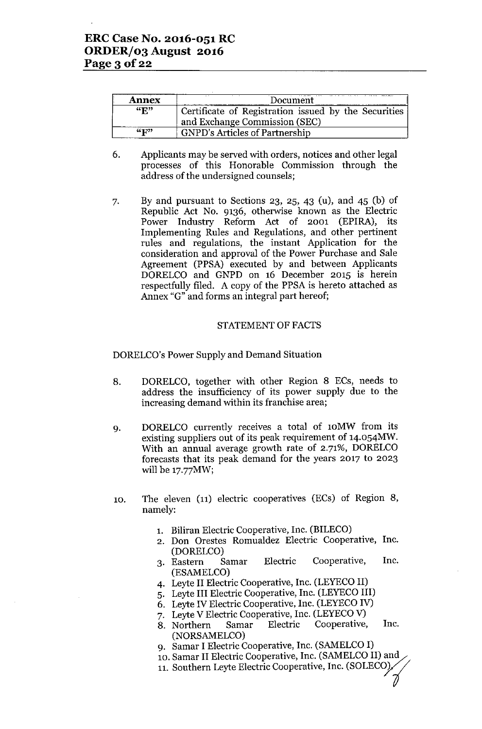| Annex | Document |
|---|---|
| "E" | Certificate of Registration issued by the Securities and Exchange Commission (SEC) |
| "F" | GNPD's Articles of Partnership |

6. Applicants may be served with orders, notices and other legal processes of this Honorable Commission through the address of the undersigned counsels;

7. By and pursuant to Sections 23, 25, 43 (u), and 45 (b) of Republic Act No. 9136, otherwise known as the Electric Power Industry Reform Act of 2001 (EPIRA), its Implementing Rules and Regulations, and other pertinent rules and regulations, the instant Application for the consideration and approval of the Power Purchase and Sale Agreement (PPSA) executed by and between Applicants DORELCO and GNPD on 16 December 2015 is herein respectfully filed. A copy of the PPSA is hereto attached as Annex "G" and forms an integral part hereof;

STATEMENT OF FACTS

DORELCO's Power Supply and Demand Situation

8. DORELCO, together with other Region 8 ECs, needs to address the insufficiency of its power supply due to the increasing demand within its franchise area;

9. DORELCO currently receives a total of 10MW from its existing suppliers out of its peak requirement of 14.054MW. With an annual average growth rate of 2.71%, DORELCO forecasts that its peak demand for the years 2017 to 2023 will be 17.77MW;

10. The eleven (11) electric cooperatives (ECs) of Region 8, namely:

    1. Biliran Electric Cooperative, Inc. (BILECO)
    2. Don Orestes Romualdez Electric Cooperative, Inc. (DORELCO)
    3. Eastern Samar Electric Cooperative, Inc. (ESAMELCO)
    4. Leyte II Electric Cooperative, Inc. (LEYECO II)
    5. Leyte III Electric Cooperative, Inc. (LEYECO III)
    6. Leyte IV Electric Cooperative, Inc. (LEYECO IV)
    7. Leyte V Electric Cooperative, Inc. (LEYECO V)
    8. Northern Samar Electric Cooperative, Inc. (NORSAMELCO)
    9. Samar I Electric Cooperative, Inc. (SAMELCO I)
    10. Samar II Electric Cooperative, Inc. (SAMELCO II) and
    11. Southern Leyte Electric Cooperative, Inc. (SOLECO)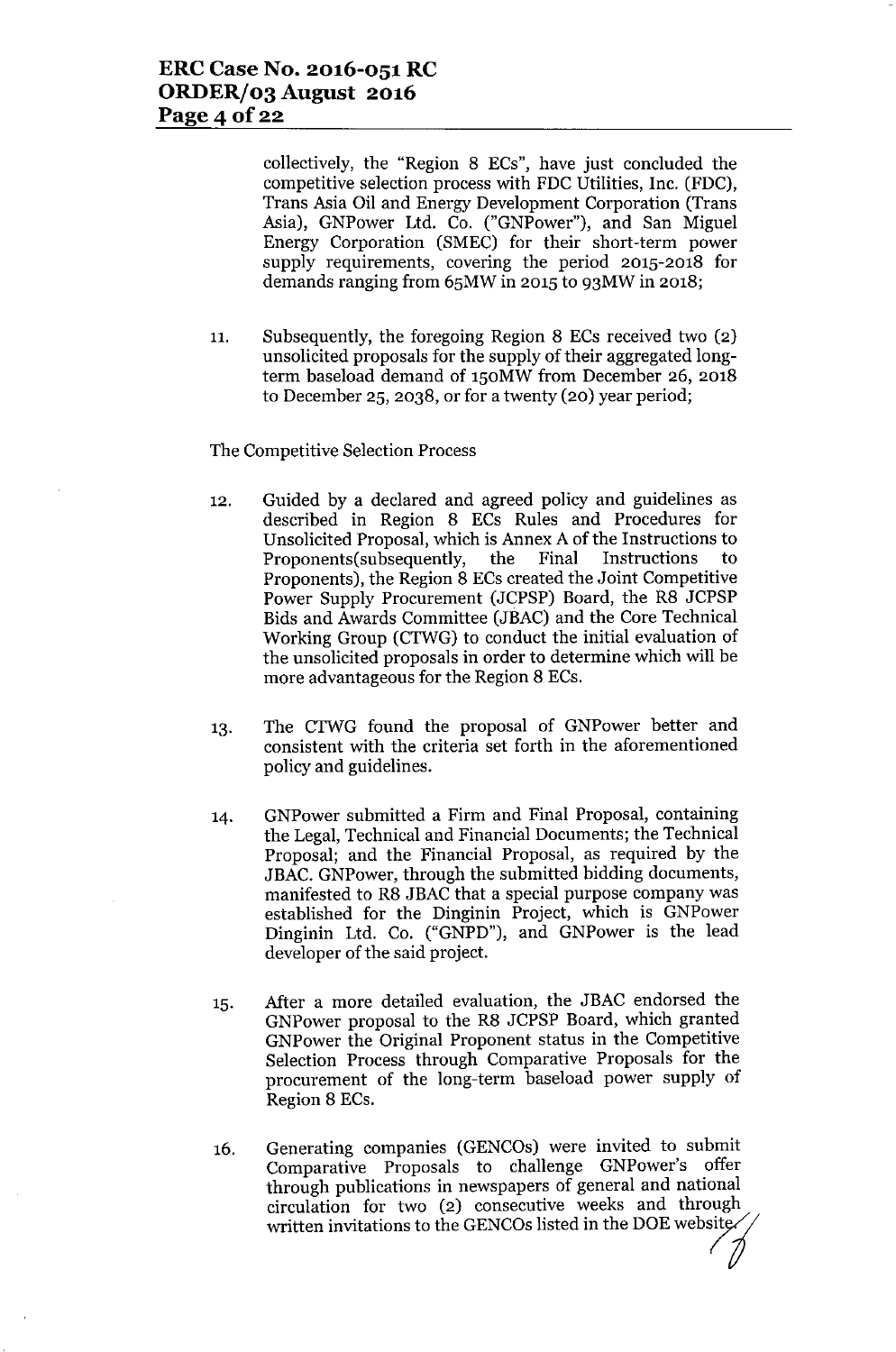collectively, the "Region 8 ECs", have just concluded the competitive selection process with FDC Utilities, Inc. (FDC), Trans Asia Oil and Energy Development Corporation (Trans Asia), GNPower Ltd. Co. ("GNPower"), and San Miguel Energy Corporation (SMEC) for their short-term power supply requirements, covering the period 2015-2018 for demands ranging from 65MW in 2015 to 93MW in 2018;

11. Subsequently, the foregoing Region 8 ECs received two (2) unsolicited proposals for the supply of their aggregated long-term baseload demand of 150MW from December 26, 2018 to December 25, 2038, or for a twenty (20) year period;

The Competitive Selection Process

12. Guided by a declared and agreed policy and guidelines as described in Region 8 ECs Rules and Procedures for Unsolicited Proposal, which is Annex A of the Instructions to Proponents(subsequently, the Final Instructions to Proponents), the Region 8 ECs created the Joint Competitive Power Supply Procurement (JCPSP) Board, the R8 JCPSP Bids and Awards Committee (JBAC) and the Core Technical Working Group (CTWG) to conduct the initial evaluation of the unsolicited proposals in order to determine which will be more advantageous for the Region 8 ECs.

13. The CTWG found the proposal of GNPower better and consistent with the criteria set forth in the aforementioned policy and guidelines.

14. GNPower submitted a Firm and Final Proposal, containing the Legal, Technical and Financial Documents; the Technical Proposal; and the Financial Proposal, as required by the JBAC. GNPower, through the submitted bidding documents, manifested to R8 JBAC that a special purpose company was established for the Dinginin Project, which is GNPower Dinginin Ltd. Co. ("GNPD"), and GNPower is the lead developer of the said project.

15. After a more detailed evaluation, the JBAC endorsed the GNPower proposal to the R8 JCPSP Board, which granted GNPower the Original Proponent status in the Competitive Selection Process through Comparative Proposals for the procurement of the long-term baseload power supply of Region 8 ECs.

16. Generating companies (GENCOs) were invited to submit Comparative Proposals to challenge GNPower's offer through publications in newspapers of general and national circulation for two (2) consecutive weeks and through written invitations to the GENCOs listed in the DOE website.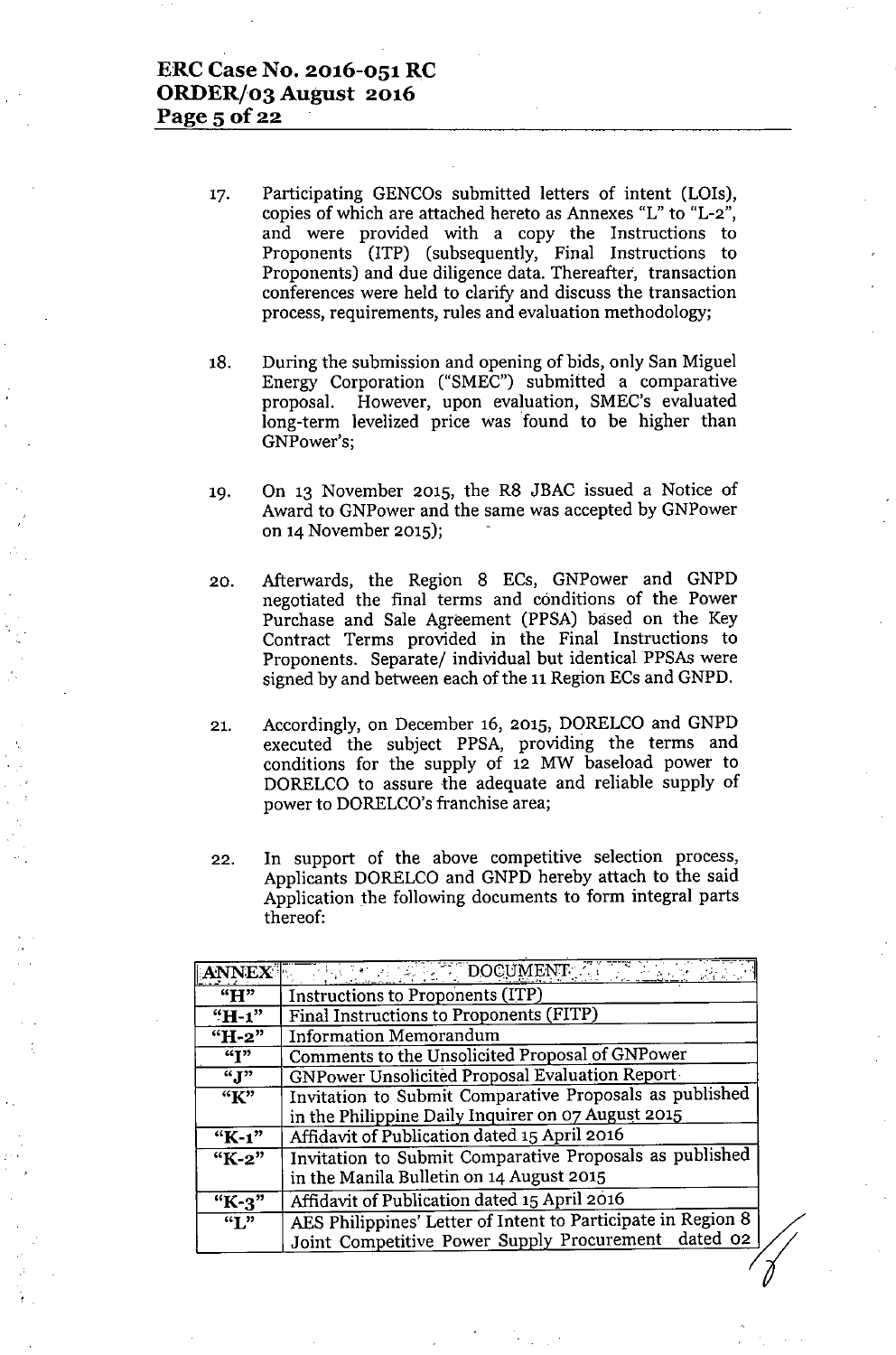17. Participating GENCOs submitted letters of intent (LOIs), copies of which are attached hereto as Annexes "L" to "L-2", and were provided with a copy the Instructions to Proponents (ITP) (subsequently, Final Instructions to Proponents) and due diligence data. Thereafter, transaction conferences were held to clarify and discuss the transaction process, requirements, rules and evaluation methodology;

18. During the submission and opening of bids, only San Miguel Energy Corporation ("SMEC") submitted a comparative proposal. However, upon evaluation, SMEC's evaluated long-term levelized price was found to be higher than GNPower's;

19. On 13 November 2015, the R8 JBAC issued a Notice of Award to GNPower and the same was accepted by GNPower on 14 November 2015);

20. Afterwards, the Region 8 ECs, GNPower and GNPD negotiated the final terms and conditions of the Power Purchase and Sale Agreement (PPSA) based on the Key Contract Terms provided in the Final Instructions to Proponents. Separate/ individual but identical PPSAs were signed by and between each of the 11 Region ECs and GNPD.

21. Accordingly, on December 16, 2015, DORELCO and GNPD executed the subject PPSA, providing the terms and conditions for the supply of 12 MW baseload power to DORELCO to assure the adequate and reliable supply of power to DORELCO's franchise area;

22. In support of the above competitive selection process, Applicants DORELCO and GNPD hereby attach to the said Application the following documents to form integral parts thereof:

| ANNEX | DOCUMENT |
|---|---|
| "H" | Instructions to Proponents (ITP) |
| "H-1" | Final Instructions to Proponents (FITP) |
| "H-2" | Information Memorandum |
| "I" | Comments to the Unsolicited Proposal of GNPower |
| "J" | GNPower Unsolicited Proposal Evaluation Report |
| "K" | Invitation to Submit Comparative Proposals as published in the Philippine Daily Inquirer on 07 August 2015 |
| "K-1" | Affidavit of Publication dated 15 April 2016 |
| "K-2" | Invitation to Submit Comparative Proposals as published in the Manila Bulletin on 14 August 2015 |
| "K-3" | Affidavit of Publication dated 15 April 2016 |
| "L" | AES Philippines' Letter of Intent to Participate in Region 8 Joint Competitive Power Supply Procurement dated 02 |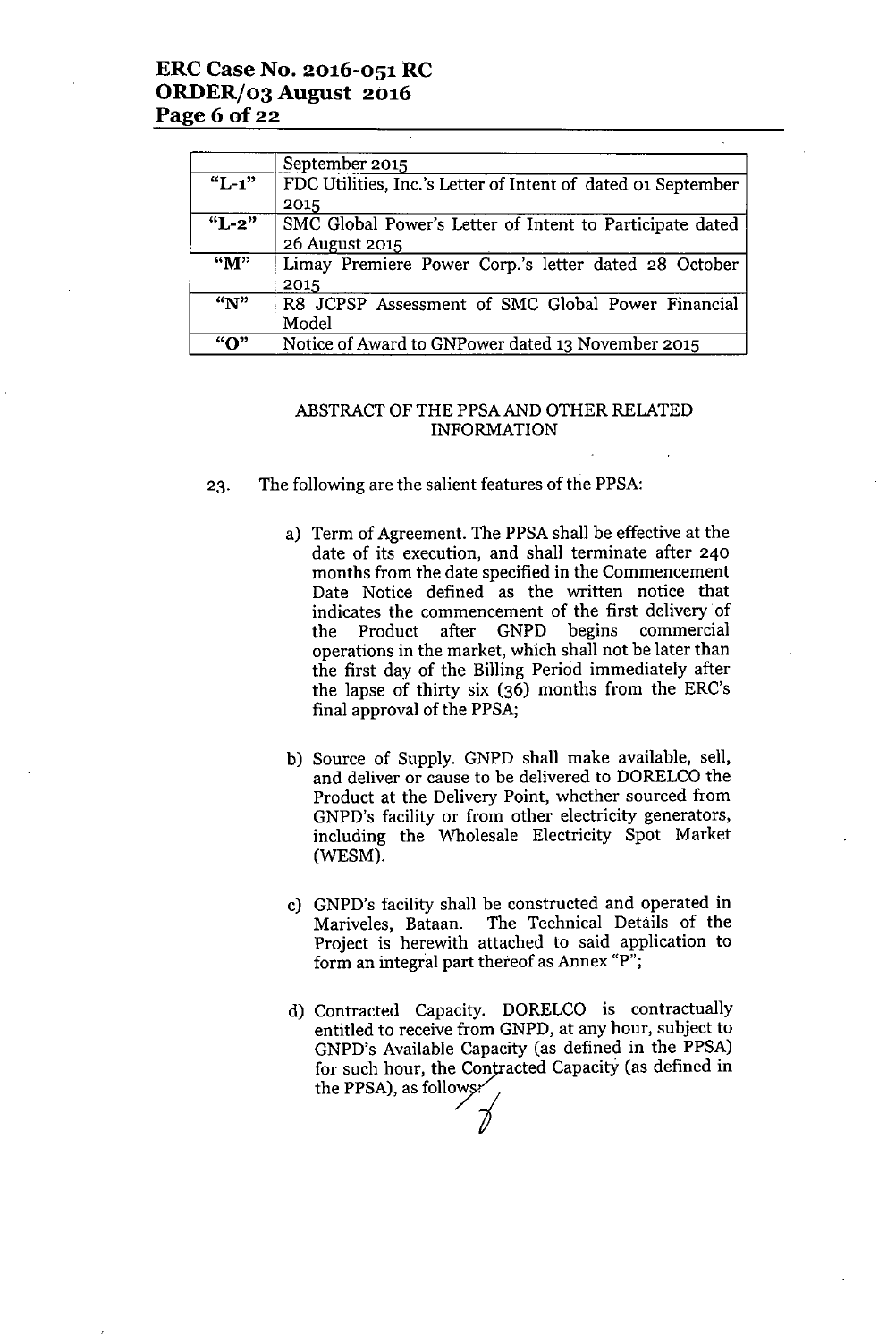| | |
|---|---|
| | September 2015 |
| "L-1" | FDC Utilities, Inc.'s Letter of Intent of dated 01 September 2015 |
| "L-2" | SMC Global Power's Letter of Intent to Participate dated 26 August 2015 |
| "M" | Limay Premiere Power Corp.'s letter dated 28 October 2015 |
| "N" | R8 JCPSP Assessment of SMC Global Power Financial Model |
| "O" | Notice of Award to GNPower dated 13 November 2015 |

## ABSTRACT OF THE PPSA AND OTHER RELATED INFORMATION

23. The following are the salient features of the PPSA:

    a) Term of Agreement. The PPSA shall be effective at the date of its execution, and shall terminate after 240 months from the date specified in the Commencement Date Notice defined as the written notice that indicates the commencement of the first delivery of the Product after GNPD begins commercial operations in the market, which shall not be later than the first day of the Billing Period immediately after the lapse of thirty six (36) months from the ERC's final approval of the PPSA;

    b) Source of Supply. GNPD shall make available, sell, and deliver or cause to be delivered to DORELCO the Product at the Delivery Point, whether sourced from GNPD's facility or from other electricity generators, including the Wholesale Electricity Spot Market (WESM).

    c) GNPD's facility shall be constructed and operated in Mariveles, Bataan. The Technical Details of the Project is herewith attached to said application to form an integral part thereof as Annex "P";

    d) Contracted Capacity. DORELCO is contractually entitled to receive from GNPD, at any hour, subject to GNPD's Available Capacity (as defined in the PPSA) for such hour, the Contracted Capacity (as defined in the PPSA), as follows: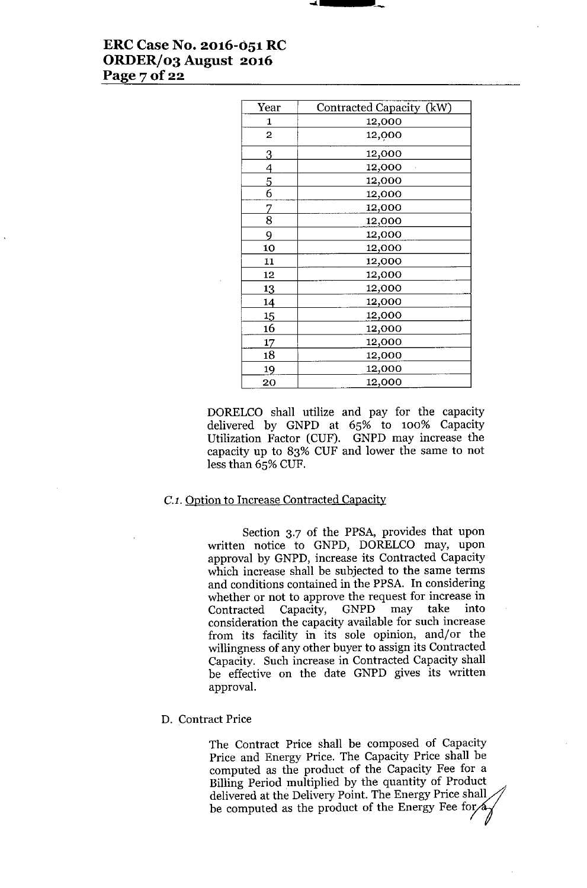| Year | Contracted Capacity (kW) |
|---|---|
| 1 | 12,000 |
| 2 | 12,000 |
| 3 | 12,000 |
| 4 | 12,000 |
| 5 | 12,000 |
| 6 | 12,000 |
| 7 | 12,000 |
| 8 | 12,000 |
| 9 | 12,000 |
| 10 | 12,000 |
| 11 | 12,000 |
| 12 | 12,000 |
| 13 | 12,000 |
| 14 | 12,000 |
| 15 | 12,000 |
| 16 | 12,000 |
| 17 | 12,000 |
| 18 | 12,000 |
| 19 | 12,000 |
| 20 | 12,000 |

DORELCO shall utilize and pay for the capacity delivered by GNPD at 65% to 100% Capacity Utilization Factor (CUF). GNPD may increase the capacity up to 83% CUF and lower the same to not less than 65% CUF.

*C.1.* Option to Increase Contracted Capacity

Section 3.7 of the PPSA, provides that upon written notice to GNPD, DORELCO may, upon approval by GNPD, increase its Contracted Capacity which increase shall be subjected to the same terms and conditions contained in the PPSA. In considering whether or not to approve the request for increase in Contracted Capacity, GNPD may take into consideration the capacity available for such increase from its facility in its sole opinion, and/or the willingness of any other buyer to assign its Contracted Capacity. Such increase in Contracted Capacity shall be effective on the date GNPD gives its written approval.

D. Contract Price

The Contract Price shall be composed of Capacity Price and Energy Price. The Capacity Price shall be computed as the product of the Capacity Fee for a Billing Period multiplied by the quantity of Product delivered at the Delivery Point. The Energy Price shall be computed as the product of the Energy Fee for a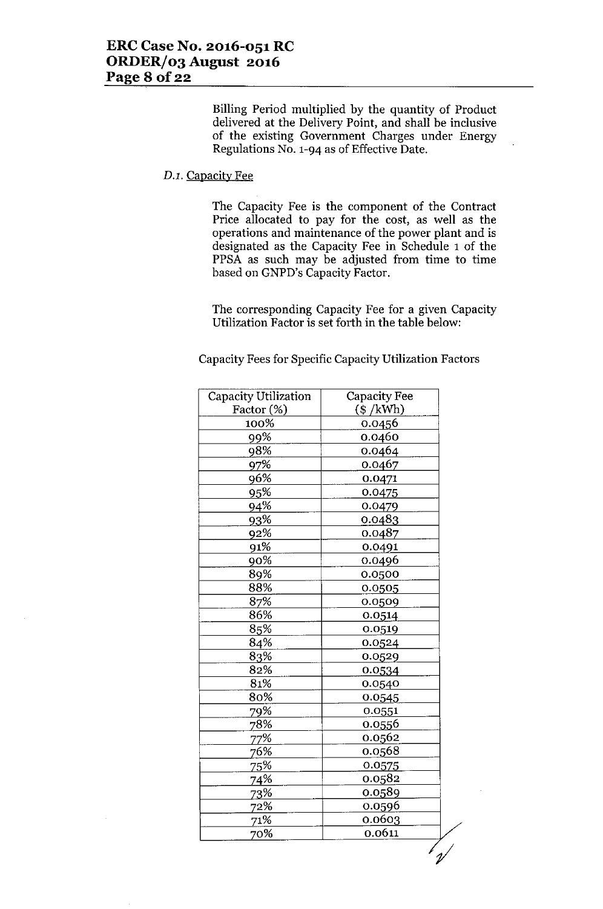Billing Period multiplied by the quantity of Product delivered at the Delivery Point, and shall be inclusive of the existing Government Charges under Energy Regulations No. 1-94 as of Effective Date.

*D.1.* Capacity Fee

The Capacity Fee is the component of the Contract Price allocated to pay for the cost, as well as the operations and maintenance of the power plant and is designated as the Capacity Fee in Schedule 1 of the PPSA as such may be adjusted from time to time based on GNPD's Capacity Factor.

The corresponding Capacity Fee for a given Capacity Utilization Factor is set forth in the table below:

Capacity Fees for Specific Capacity Utilization Factors

| Capacity Utilization Factor (%) | Capacity Fee ($ /kWh) |
|---|---|
| 100% | 0.0456 |
| 99% | 0.0460 |
| 98% | 0.0464 |
| 97% | 0.0467 |
| 96% | 0.0471 |
| 95% | 0.0475 |
| 94% | 0.0479 |
| 93% | 0.0483 |
| 92% | 0.0487 |
| 91% | 0.0491 |
| 90% | 0.0496 |
| 89% | 0.0500 |
| 88% | 0.0505 |
| 87% | 0.0509 |
| 86% | 0.0514 |
| 85% | 0.0519 |
| 84% | 0.0524 |
| 83% | 0.0529 |
| 82% | 0.0534 |
| 81% | 0.0540 |
| 80% | 0.0545 |
| 79% | 0.0551 |
| 78% | 0.0556 |
| 77% | 0.0562 |
| 76% | 0.0568 |
| 75% | 0.0575 |
| 74% | 0.0582 |
| 73% | 0.0589 |
| 72% | 0.0596 |
| 71% | 0.0603 |
| 70% | 0.0611 |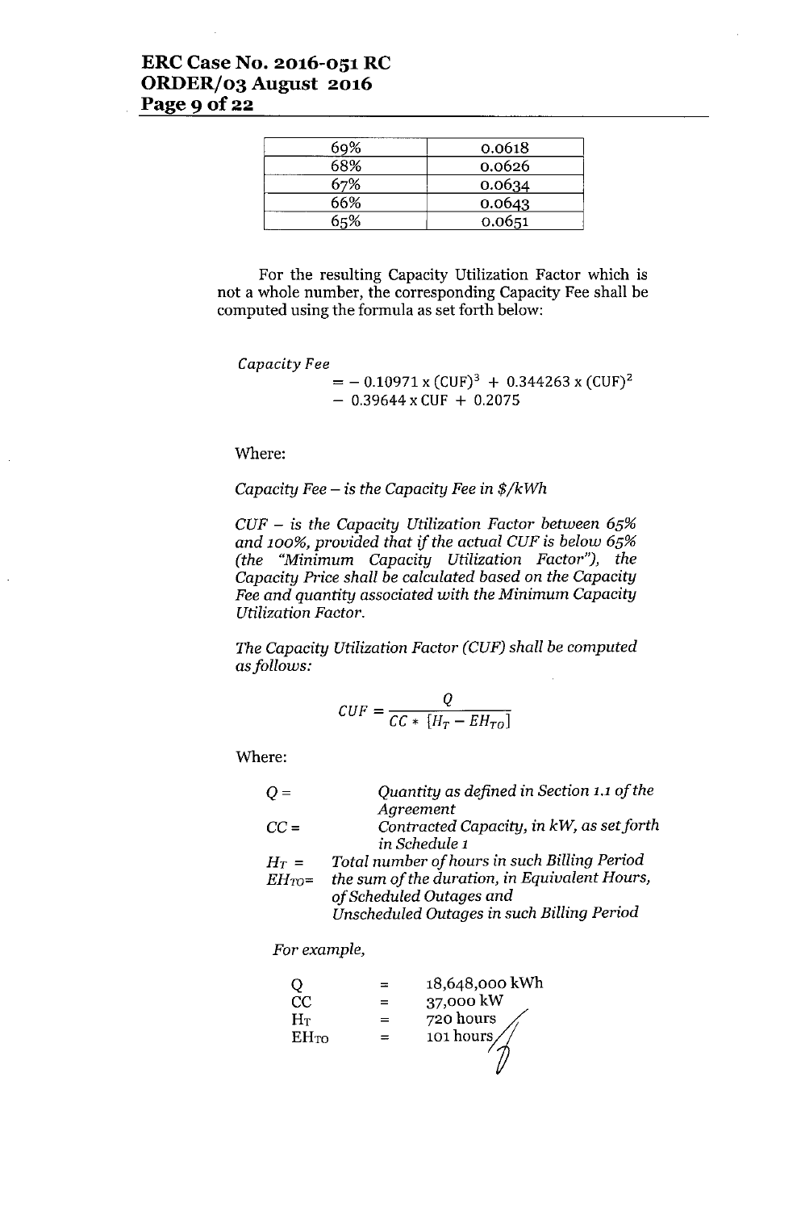| 69% | 0.0618 |
|---|---|
| 68% | 0.0626 |
| 67% | 0.0634 |
| 66% | 0.0643 |
| 65% | 0.0651 |

For the resulting Capacity Utilization Factor which is not a whole number, the corresponding Capacity Fee shall be computed using the formula as set forth below:

*Capacity Fee*

$$= -\,0.10971 \times (\text{CUF})^3 + 0.344263 \times (\text{CUF})^2 - 0.39644 \times \text{CUF} + 0.2075$$

Where:

*Capacity Fee – is the Capacity Fee in $/kWh*

*CUF – is the Capacity Utilization Factor between 65% and 100%, provided that if the actual CUF is below 65% (the "Minimum Capacity Utilization Factor"), the Capacity Price shall be calculated based on the Capacity Fee and quantity associated with the Minimum Capacity Utilization Factor.*

*The Capacity Utilization Factor (CUF) shall be computed as follows:*

$$CUF = \frac{Q}{CC * [H_T - EH_{TO}]}$$

Where:

| | |
|---|---|
| $Q$ = | *Quantity as defined in Section 1.1 of the Agreement* |
| $CC$ = | *Contracted Capacity, in kW, as set forth in Schedule 1* |
| $H_T$ = | *Total number of hours in such Billing Period* |
| $EH_{TO}$ = | *the sum of the duration, in Equivalent Hours, of Scheduled Outages and Unscheduled Outages in such Billing Period* |

*For example,*

| | | |
|---|---|---|
| Q | = | 18,648,000 kWh |
| CC | = | 37,000 kW |
| $H_T$ | = | 720 hours |
| $EH_{TO}$ | = | 101 hours |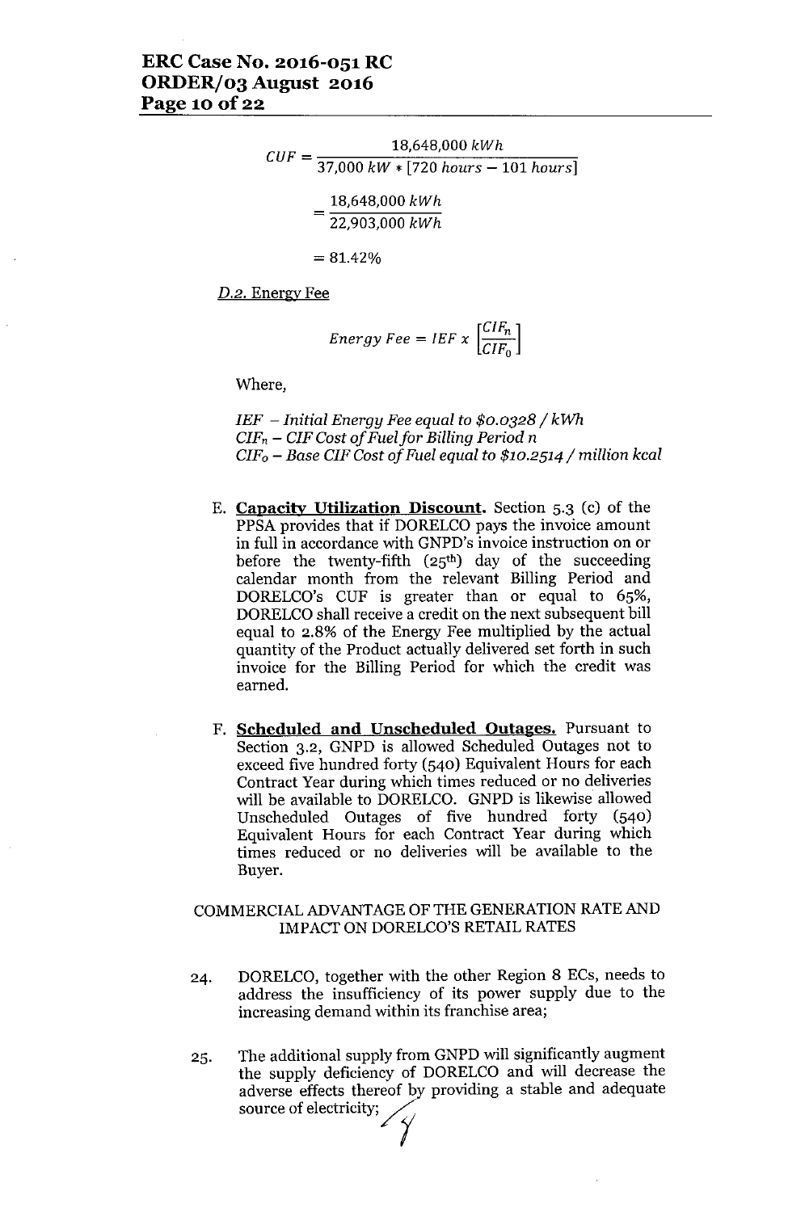$$CUF = \frac{18{,}648{,}000\ kWh}{37{,}000\ kW * [720\ hours - 101\ hours]}$$

$$= \frac{18{,}648{,}000\ kWh}{22{,}903{,}000\ kWh}$$

$$= 81.42\%$$

D.2. Energy Fee

$$Energy\ Fee = IEF\ x\ \left[\frac{CIF_n}{CIF_0}\right]$$

Where,

*IEF – Initial Energy Fee equal to \$0.0328 / kWh*
*$CIF_n$ – CIF Cost of Fuel for Billing Period n*
*$CIF_o$ – Base CIF Cost of Fuel equal to \$10.2514 / million kcal*

E. **Capacity Utilization Discount.** Section 5.3 (c) of the PPSA provides that if DORELCO pays the invoice amount in full in accordance with GNPD's invoice instruction on or before the twenty-fifth (25th) day of the succeeding calendar month from the relevant Billing Period and DORELCO's CUF is greater than or equal to 65%, DORELCO shall receive a credit on the next subsequent bill equal to 2.8% of the Energy Fee multiplied by the actual quantity of the Product actually delivered set forth in such invoice for the Billing Period for which the credit was earned.

F. **Scheduled and Unscheduled Outages.** Pursuant to Section 3.2, GNPD is allowed Scheduled Outages not to exceed five hundred forty (540) Equivalent Hours for each Contract Year during which times reduced or no deliveries will be available to DORELCO. GNPD is likewise allowed Unscheduled Outages of five hundred forty (540) Equivalent Hours for each Contract Year during which times reduced or no deliveries will be available to the Buyer.

COMMERCIAL ADVANTAGE OF THE GENERATION RATE AND IMPACT ON DORELCO'S RETAIL RATES

24. DORELCO, together with the other Region 8 ECs, needs to address the insufficiency of its power supply due to the increasing demand within its franchise area;

25. The additional supply from GNPD will significantly augment the supply deficiency of DORELCO and will decrease the adverse effects thereof by providing a stable and adequate source of electricity;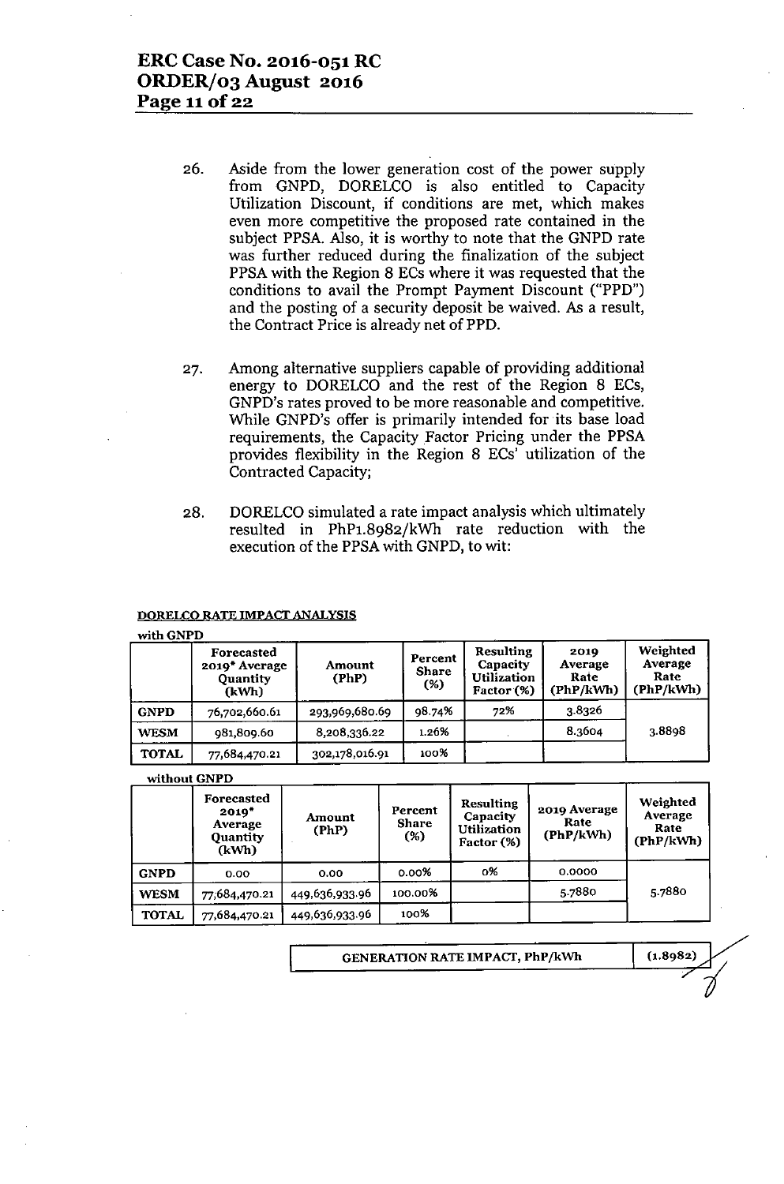26. Aside from the lower generation cost of the power supply from GNPD, DORELCO is also entitled to Capacity Utilization Discount, if conditions are met, which makes even more competitive the proposed rate contained in the subject PPSA. Also, it is worthy to note that the GNPD rate was further reduced during the finalization of the subject PPSA with the Region 8 ECs where it was requested that the conditions to avail the Prompt Payment Discount ("PPD") and the posting of a security deposit be waived. As a result, the Contract Price is already net of PPD.

27. Among alternative suppliers capable of providing additional energy to DORELCO and the rest of the Region 8 ECs, GNPD's rates proved to be more reasonable and competitive. While GNPD's offer is primarily intended for its base load requirements, the Capacity Factor Pricing under the PPSA provides flexibility in the Region 8 ECs' utilization of the Contracted Capacity;

28. DORELCO simulated a rate impact analysis which ultimately resulted in PhP1.8982/kWh rate reduction with the execution of the PPSA with GNPD, to wit:

**DORELCO RATE IMPACT ANALYSIS**

with GNPD

| | Forecasted 2019* Average Quantity (kWh) | Amount (PhP) | Percent Share (%) | Resulting Capacity Utilization Factor (%) | 2019 Average Rate (PhP/kWh) | Weighted Average Rate (PhP/kWh) |
|---|---|---|---|---|---|---|
| GNPD | 76,702,660.61 | 293,969,680.69 | 98.74% | 72% | 3.8326 | 3.8898 |
| WESM | 981,809.60 | 8,208,336.22 | 1.26% | | 8.3604 | |
| TOTAL | 77,684,470.21 | 302,178,016.91 | 100% | | | |

without GNPD

| | Forecasted 2019* Average Quantity (kWh) | Amount (PhP) | Percent Share (%) | Resulting Capacity Utilization Factor (%) | 2019 Average Rate (PhP/kWh) | Weighted Average Rate (PhP/kWh) |
|---|---|---|---|---|---|---|
| GNPD | 0.00 | 0.00 | 0.00% | 0% | 0.0000 | 5.7880 |
| WESM | 77,684,470.21 | 449,636,933.96 | 100.00% | | 5.7880 | |
| TOTAL | 77,684,470.21 | 449,636,933.96 | 100% | | | |

| GENERATION RATE IMPACT, PhP/kWh | (1.8982) |
|---|---|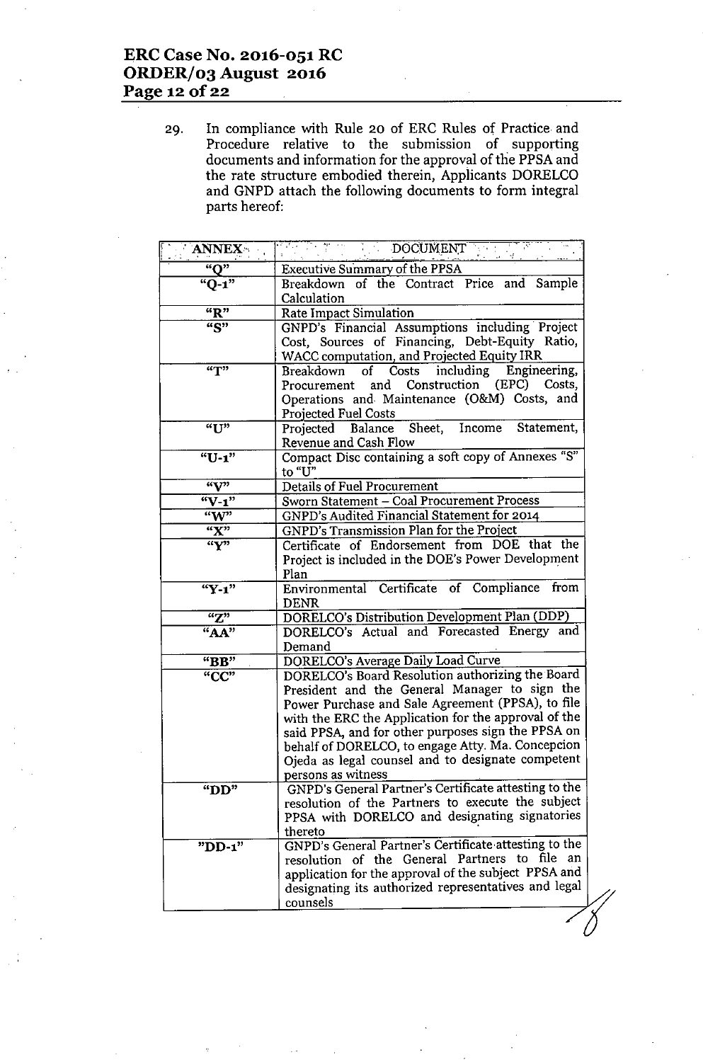29. In compliance with Rule 20 of ERC Rules of Practice and Procedure relative to the submission of supporting documents and information for the approval of the PPSA and the rate structure embodied therein, Applicants DORELCO and GNPD attach the following documents to form integral parts hereof:

| ANNEX | DOCUMENT |
|---|---|
| "Q" | Executive Summary of the PPSA |
| "Q-1" | Breakdown of the Contract Price and Sample Calculation |
| "R" | Rate Impact Simulation |
| "S" | GNPD's Financial Assumptions including Project Cost, Sources of Financing, Debt-Equity Ratio, WACC computation, and Projected Equity IRR |
| "T" | Breakdown of Costs including Engineering, Procurement and Construction (EPC) Costs, Operations and Maintenance (O&M) Costs, and Projected Fuel Costs |
| "U" | Projected Balance Sheet, Income Statement, Revenue and Cash Flow |
| "U-1" | Compact Disc containing a soft copy of Annexes "S" to "U" |
| "V" | Details of Fuel Procurement |
| "V-1" | Sworn Statement – Coal Procurement Process |
| "W" | GNPD's Audited Financial Statement for 2014 |
| "X" | GNPD's Transmission Plan for the Project |
| "Y" | Certificate of Endorsement from DOE that the Project is included in the DOE's Power Development Plan |
| "Y-1" | Environmental Certificate of Compliance from DENR |
| "Z" | DORELCO's Distribution Development Plan (DDP) |
| "AA" | DORELCO's Actual and Forecasted Energy and Demand |
| "BB" | DORELCO's Average Daily Load Curve |
| "CC" | DORELCO's Board Resolution authorizing the Board President and the General Manager to sign the Power Purchase and Sale Agreement (PPSA), to file with the ERC the Application for the approval of the said PPSA, and for other purposes sign the PPSA on behalf of DORELCO, to engage Atty. Ma. Concepcion Ojeda as legal counsel and to designate competent persons as witness |
| "DD" | GNPD's General Partner's Certificate attesting to the resolution of the Partners to execute the subject PPSA with DORELCO and designating signatories thereto |
| "DD-1" | GNPD's General Partner's Certificate attesting to the resolution of the General Partners to file an application for the approval of the subject PPSA and designating its authorized representatives and legal counsels |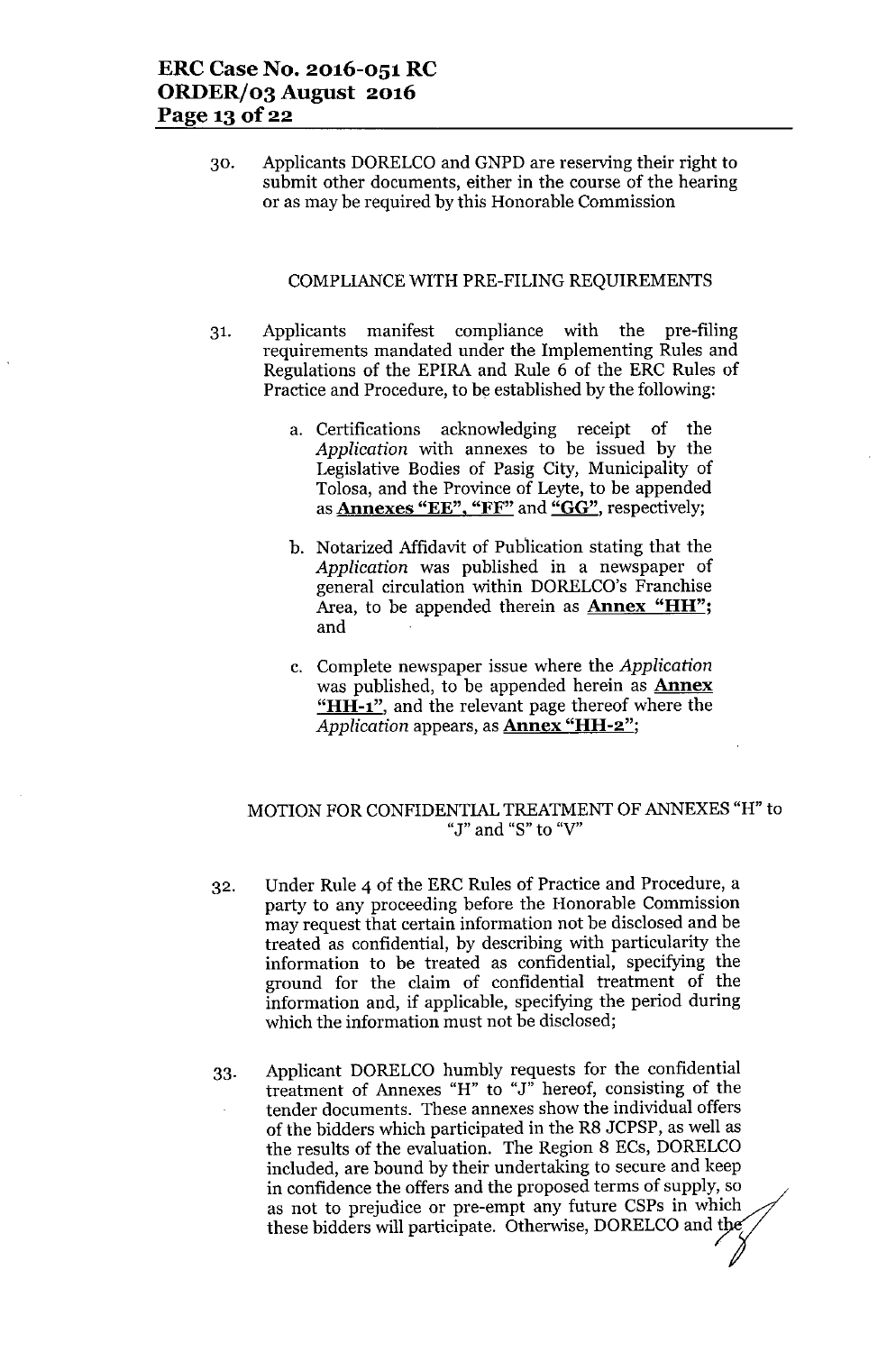30. Applicants DORELCO and GNPD are reserving their right to submit other documents, either in the course of the hearing or as may be required by this Honorable Commission

## COMPLIANCE WITH PRE-FILING REQUIREMENTS

31. Applicants manifest compliance with the pre-filing requirements mandated under the Implementing Rules and Regulations of the EPIRA and Rule 6 of the ERC Rules of Practice and Procedure, to be established by the following:

    a. Certifications acknowledging receipt of the *Application* with annexes to be issued by the Legislative Bodies of Pasig City, Municipality of Tolosa, and the Province of Leyte, to be appended as **Annexes "EE", "FF"** and **"GG"**, respectively;

    b. Notarized Affidavit of Publication stating that the *Application* was published in a newspaper of general circulation within DORELCO's Franchise Area, to be appended therein as **Annex "HH"**; and

    c. Complete newspaper issue where the *Application* was published, to be appended herein as **Annex "HH-1"**, and the relevant page thereof where the *Application* appears, as **Annex "HH-2"**;

## MOTION FOR CONFIDENTIAL TREATMENT OF ANNEXES "H" to "J" and "S" to "V"

32. Under Rule 4 of the ERC Rules of Practice and Procedure, a party to any proceeding before the Honorable Commission may request that certain information not be disclosed and be treated as confidential, by describing with particularity the information to be treated as confidential, specifying the ground for the claim of confidential treatment of the information and, if applicable, specifying the period during which the information must not be disclosed;

33. Applicant DORELCO humbly requests for the confidential treatment of Annexes "H" to "J" hereof, consisting of the tender documents. These annexes show the individual offers of the bidders which participated in the R8 JCPSP, as well as the results of the evaluation. The Region 8 ECs, DORELCO included, are bound by their undertaking to secure and keep in confidence the offers and the proposed terms of supply, so as not to prejudice or pre-empt any future CSPs in which these bidders will participate. Otherwise, DORELCO and the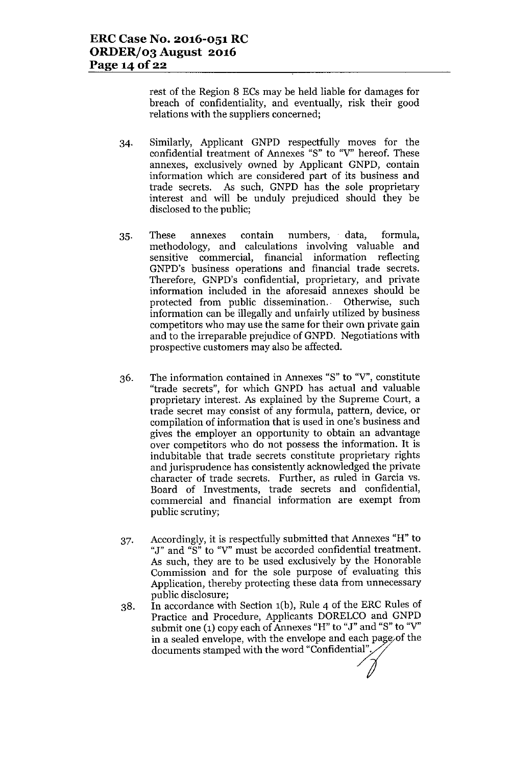rest of the Region 8 ECs may be held liable for damages for breach of confidentiality, and eventually, risk their good relations with the suppliers concerned;

34. Similarly, Applicant GNPD respectfully moves for the confidential treatment of Annexes "S" to "V" hereof. These annexes, exclusively owned by Applicant GNPD, contain information which are considered part of its business and trade secrets. As such, GNPD has the sole proprietary interest and will be unduly prejudiced should they be disclosed to the public;

35. These annexes contain numbers, data, formula, methodology, and calculations involving valuable and sensitive commercial, financial information reflecting GNPD's business operations and financial trade secrets. Therefore, GNPD's confidential, proprietary, and private information included in the aforesaid annexes should be protected from public dissemination. Otherwise, such information can be illegally and unfairly utilized by business competitors who may use the same for their own private gain and to the irreparable prejudice of GNPD. Negotiations with prospective customers may also be affected.

36. The information contained in Annexes "S" to "V", constitute "trade secrets", for which GNPD has actual and valuable proprietary interest. As explained by the Supreme Court, a trade secret may consist of any formula, pattern, device, or compilation of information that is used in one's business and gives the employer an opportunity to obtain an advantage over competitors who do not possess the information. It is indubitable that trade secrets constitute proprietary rights and jurisprudence has consistently acknowledged the private character of trade secrets. Further, as ruled in Garcia vs. Board of Investments, trade secrets and confidential, commercial and financial information are exempt from public scrutiny;

37. Accordingly, it is respectfully submitted that Annexes "H" to "J" and "S" to "V" must be accorded confidential treatment. As such, they are to be used exclusively by the Honorable Commission and for the sole purpose of evaluating this Application, thereby protecting these data from unnecessary public disclosure;

38. In accordance with Section 1(b), Rule 4 of the ERC Rules of Practice and Procedure, Applicants DORELCO and GNPD submit one (1) copy each of Annexes "H" to "J" and "S" to "V" in a sealed envelope, with the envelope and each page of the documents stamped with the word "Confidential".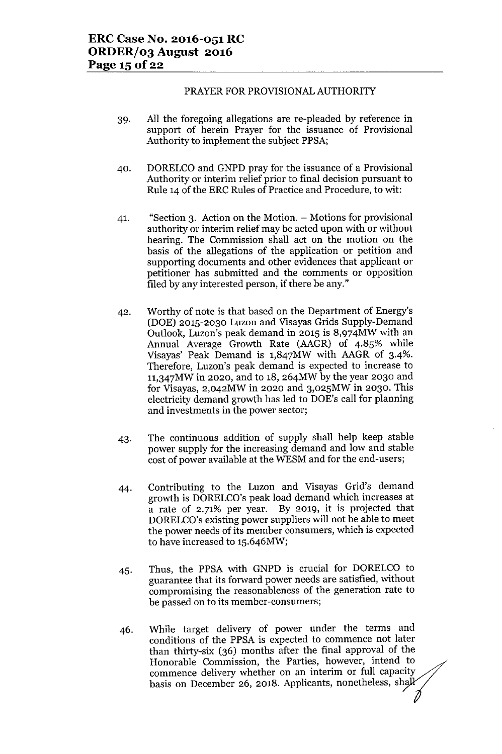PRAYER FOR PROVISIONAL AUTHORITY

39. All the foregoing allegations are re-pleaded by reference in support of herein Prayer for the issuance of Provisional Authority to implement the subject PPSA;

40. DORELCO and GNPD pray for the issuance of a Provisional Authority or interim relief prior to final decision pursuant to Rule 14 of the ERC Rules of Practice and Procedure, to wit:

41. "Section 3. Action on the Motion. – Motions for provisional authority or interim relief may be acted upon with or without hearing. The Commission shall act on the motion on the basis of the allegations of the application or petition and supporting documents and other evidences that applicant or petitioner has submitted and the comments or opposition filed by any interested person, if there be any."

42. Worthy of note is that based on the Department of Energy's (DOE) 2015-2030 Luzon and Visayas Grids Supply-Demand Outlook, Luzon's peak demand in 2015 is 8,974MW with an Annual Average Growth Rate (AAGR) of 4.85% while Visayas' Peak Demand is 1,847MW with AAGR of 3.4%. Therefore, Luzon's peak demand is expected to increase to 11,347MW in 2020, and to 18, 264MW by the year 2030 and for Visayas, 2,042MW in 2020 and 3,025MW in 2030. This electricity demand growth has led to DOE's call for planning and investments in the power sector;

43. The continuous addition of supply shall help keep stable power supply for the increasing demand and low and stable cost of power available at the WESM and for the end-users;

44. Contributing to the Luzon and Visayas Grid's demand growth is DORELCO's peak load demand which increases at a rate of 2.71% per year. By 2019, it is projected that DORELCO's existing power suppliers will not be able to meet the power needs of its member consumers, which is expected to have increased to 15.646MW;

45. Thus, the PPSA with GNPD is crucial for DORELCO to guarantee that its forward power needs are satisfied, without compromising the reasonableness of the generation rate to be passed on to its member-consumers;

46. While target delivery of power under the terms and conditions of the PPSA is expected to commence not later than thirty-six (36) months after the final approval of the Honorable Commission, the Parties, however, intend to commence delivery whether on an interim or full capacity basis on December 26, 2018. Applicants, nonetheless, shall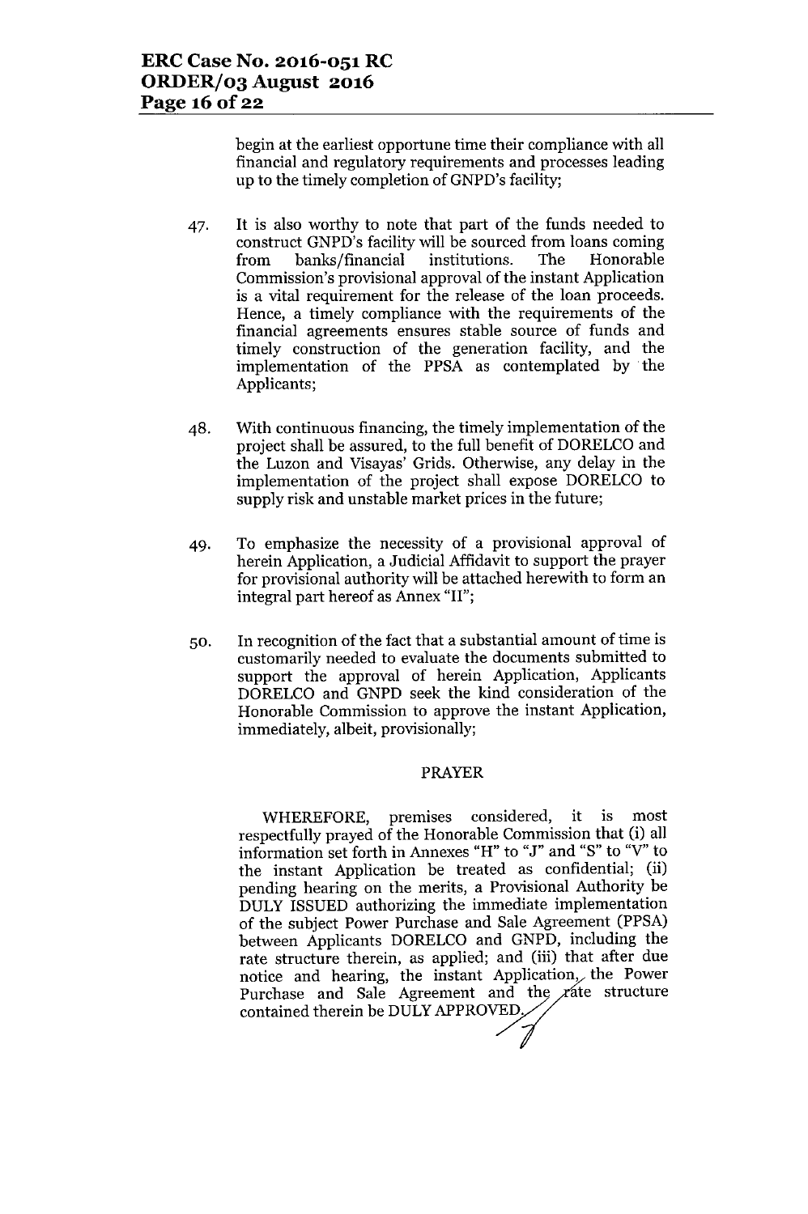begin at the earliest opportune time their compliance with all financial and regulatory requirements and processes leading up to the timely completion of GNPD's facility;

47. It is also worthy to note that part of the funds needed to construct GNPD's facility will be sourced from loans coming from banks/financial institutions. The Honorable Commission's provisional approval of the instant Application is a vital requirement for the release of the loan proceeds. Hence, a timely compliance with the requirements of the financial agreements ensures stable source of funds and timely construction of the generation facility, and the implementation of the PPSA as contemplated by the Applicants;

48. With continuous financing, the timely implementation of the project shall be assured, to the full benefit of DORELCO and the Luzon and Visayas' Grids. Otherwise, any delay in the implementation of the project shall expose DORELCO to supply risk and unstable market prices in the future;

49. To emphasize the necessity of a provisional approval of herein Application, a Judicial Affidavit to support the prayer for provisional authority will be attached herewith to form an integral part hereof as Annex "II";

50. In recognition of the fact that a substantial amount of time is customarily needed to evaluate the documents submitted to support the approval of herein Application, Applicants DORELCO and GNPD seek the kind consideration of the Honorable Commission to approve the instant Application, immediately, albeit, provisionally;

PRAYER

WHEREFORE, premises considered, it is most respectfully prayed of the Honorable Commission that (i) all information set forth in Annexes "H" to "J" and "S" to "V" to the instant Application be treated as confidential; (ii) pending hearing on the merits, a Provisional Authority be DULY ISSUED authorizing the immediate implementation of the subject Power Purchase and Sale Agreement (PPSA) between Applicants DORELCO and GNPD, including the rate structure therein, as applied; and (iii) that after due notice and hearing, the instant Application, the Power Purchase and Sale Agreement and the rate structure contained therein be DULY APPROVED.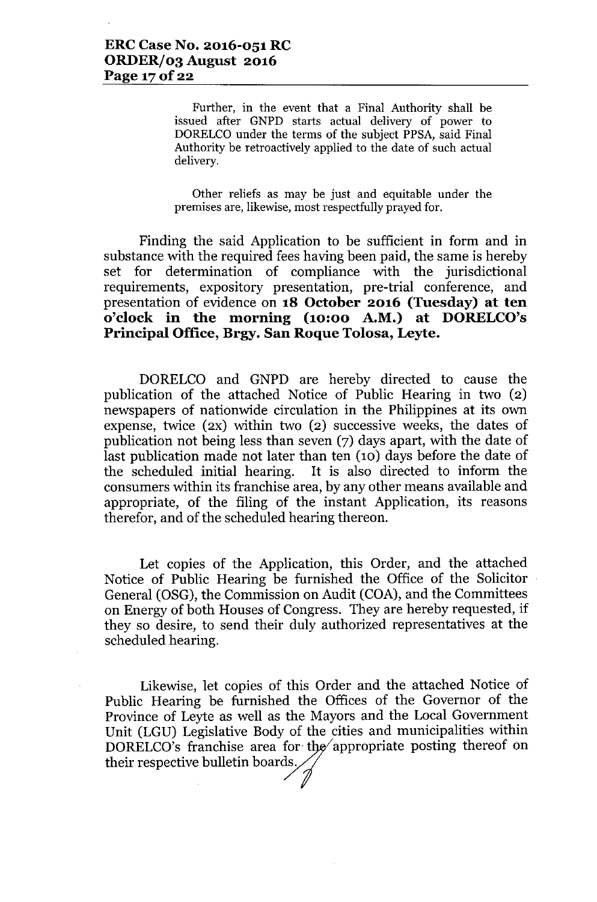Further, in the event that a Final Authority shall be issued after GNPD starts actual delivery of power to DORELCO under the terms of the subject PPSA, said Final Authority be retroactively applied to the date of such actual delivery.

Other reliefs as may be just and equitable under the premises are, likewise, most respectfully prayed for.

Finding the said Application to be sufficient in form and in substance with the required fees having been paid, the same is hereby set for determination of compliance with the jurisdictional requirements, expository presentation, pre-trial conference, and presentation of evidence on **18 October 2016 (Tuesday) at ten o'clock in the morning (10:00 A.M.) at DORELCO's Principal Office, Brgy. San Roque Tolosa, Leyte.**

DORELCO and GNPD are hereby directed to cause the publication of the attached Notice of Public Hearing in two (2) newspapers of nationwide circulation in the Philippines at its own expense, twice (2x) within two (2) successive weeks, the dates of publication not being less than seven (7) days apart, with the date of last publication made not later than ten (10) days before the date of the scheduled initial hearing. It is also directed to inform the consumers within its franchise area, by any other means available and appropriate, of the filing of the instant Application, its reasons therefor, and of the scheduled hearing thereon.

Let copies of the Application, this Order, and the attached Notice of Public Hearing be furnished the Office of the Solicitor General (OSG), the Commission on Audit (COA), and the Committees on Energy of both Houses of Congress. They are hereby requested, if they so desire, to send their duly authorized representatives at the scheduled hearing.

Likewise, let copies of this Order and the attached Notice of Public Hearing be furnished the Offices of the Governor of the Province of Leyte as well as the Mayors and the Local Government Unit (LGU) Legislative Body of the cities and municipalities within DORELCO's franchise area for the appropriate posting thereof on their respective bulletin boards.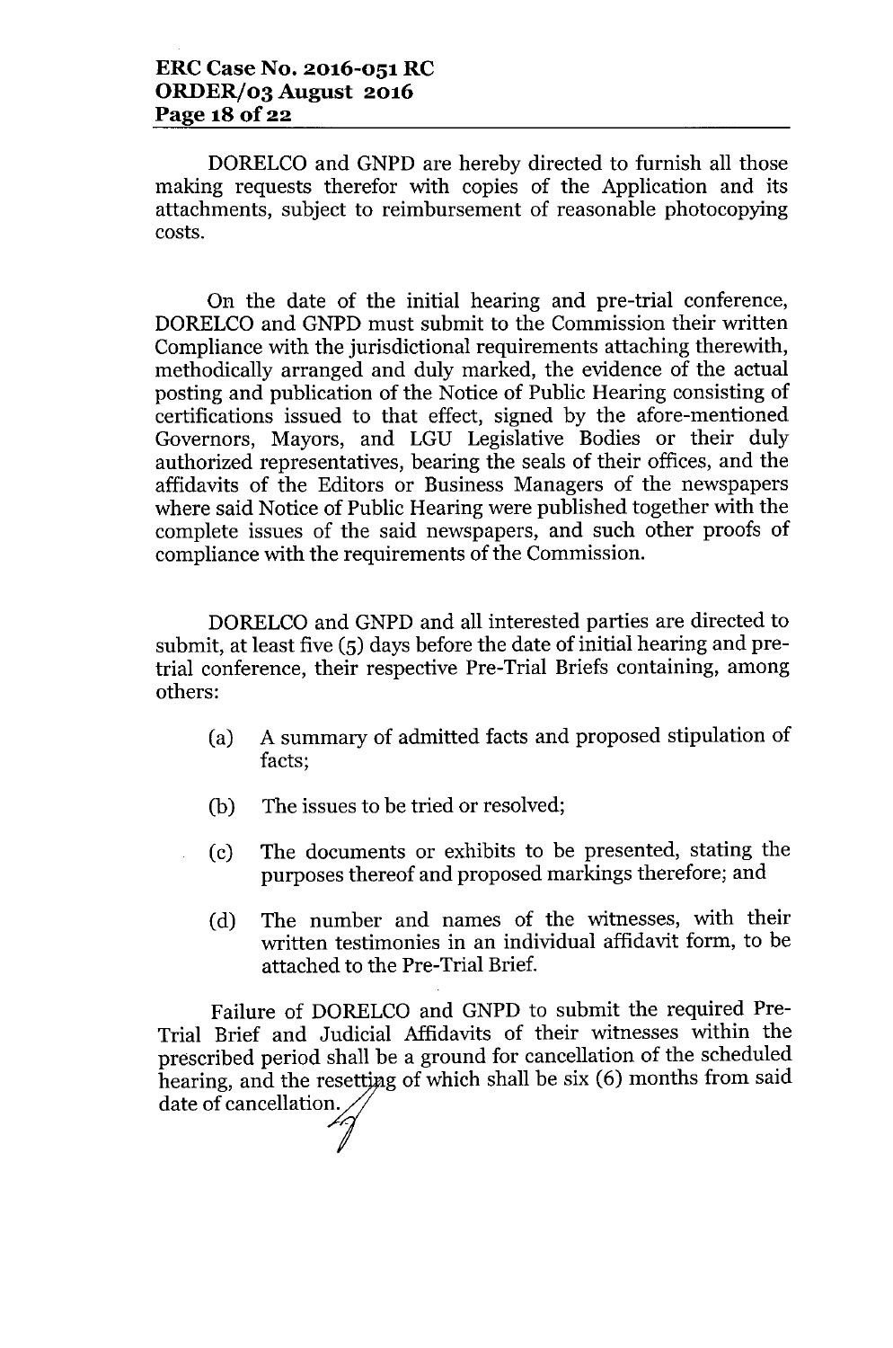DORELCO and GNPD are hereby directed to furnish all those making requests therefor with copies of the Application and its attachments, subject to reimbursement of reasonable photocopying costs.

On the date of the initial hearing and pre-trial conference, DORELCO and GNPD must submit to the Commission their written Compliance with the jurisdictional requirements attaching therewith, methodically arranged and duly marked, the evidence of the actual posting and publication of the Notice of Public Hearing consisting of certifications issued to that effect, signed by the afore-mentioned Governors, Mayors, and LGU Legislative Bodies or their duly authorized representatives, bearing the seals of their offices, and the affidavits of the Editors or Business Managers of the newspapers where said Notice of Public Hearing were published together with the complete issues of the said newspapers, and such other proofs of compliance with the requirements of the Commission.

DORELCO and GNPD and all interested parties are directed to submit, at least five (5) days before the date of initial hearing and pre-trial conference, their respective Pre-Trial Briefs containing, among others:

(a) A summary of admitted facts and proposed stipulation of facts;

(b) The issues to be tried or resolved;

(c) The documents or exhibits to be presented, stating the purposes thereof and proposed markings therefore; and

(d) The number and names of the witnesses, with their written testimonies in an individual affidavit form, to be attached to the Pre-Trial Brief.

Failure of DORELCO and GNPD to submit the required Pre-Trial Brief and Judicial Affidavits of their witnesses within the prescribed period shall be a ground for cancellation of the scheduled hearing, and the resetting of which shall be six (6) months from said date of cancellation.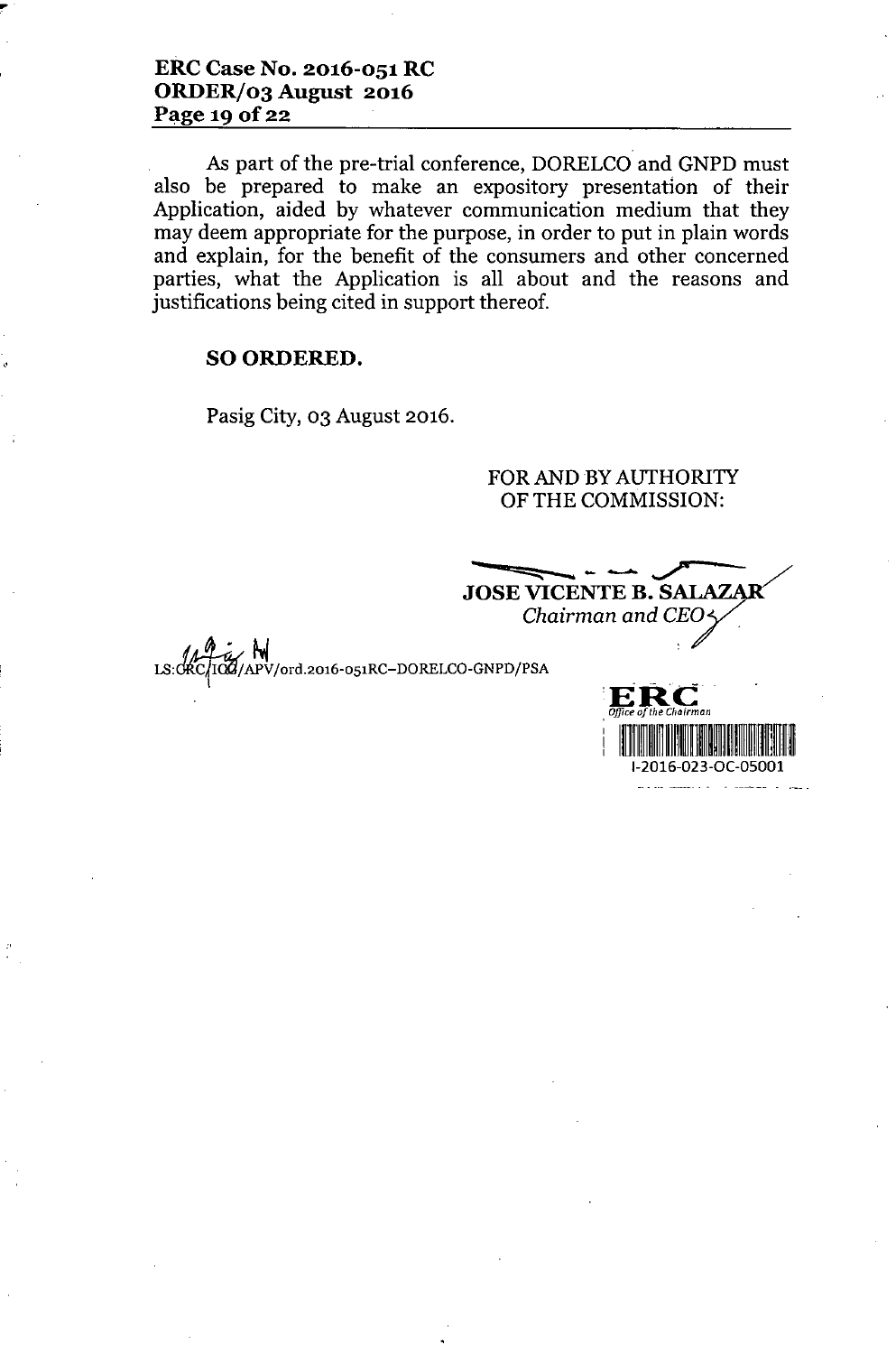As part of the pre-trial conference, DORELCO and GNPD must also be prepared to make an expository presentation of their Application, aided by whatever communication medium that they may deem appropriate for the purpose, in order to put in plain words and explain, for the benefit of the consumers and other concerned parties, what the Application is all about and the reasons and justifications being cited in support thereof.

**SO ORDERED.**

Pasig City, 03 August 2016.

FOR AND BY AUTHORITY
OF THE COMMISSION:

**JOSE VICENTE B. SALAZAR**
*Chairman and CEO*

LS:CRC/ICG/APV/ord.2016-051RC–DORELCO-GNPD/PSA

ERC
*Office of the Chairman*
I-2016-023-OC-05001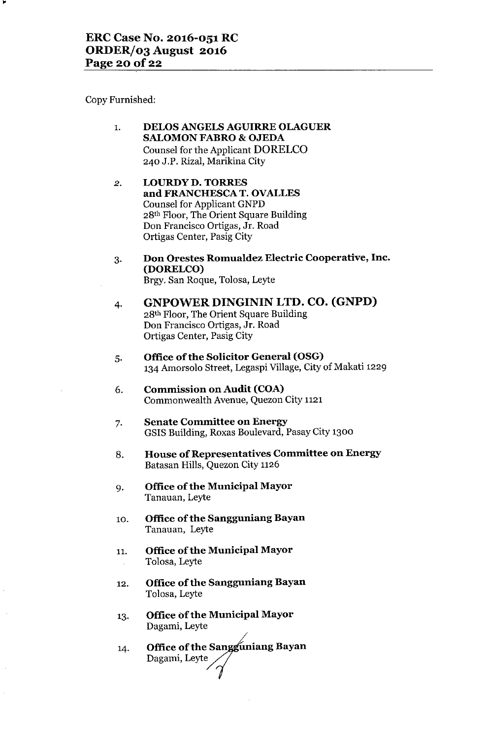Copy Furnished:

1. **DELOS ANGELS AGUIRRE OLAGUER SALOMON FABRO & OJEDA**
   Counsel for the Applicant DORELCO
   240 J.P. Rizal, Marikina City

2. **LOURDY D. TORRES and FRANCHESCA T. OVALLES**
   Counsel for Applicant GNPD
   28th Floor, The Orient Square Building
   Don Francisco Ortigas, Jr. Road
   Ortigas Center, Pasig City

3. **Don Orestes Romualdez Electric Cooperative, Inc. (DORELCO)**
   Brgy. San Roque, Tolosa, Leyte

4. **GNPOWER DINGININ LTD. CO. (GNPD)**
   28th Floor, The Orient Square Building
   Don Francisco Ortigas, Jr. Road
   Ortigas Center, Pasig City

5. **Office of the Solicitor General (OSG)**
   134 Amorsolo Street, Legaspi Village, City of Makati 1229

6. **Commission on Audit (COA)**
   Commonwealth Avenue, Quezon City 1121

7. **Senate Committee on Energy**
   GSIS Building, Roxas Boulevard, Pasay City 1300

8. **House of Representatives Committee on Energy**
   Batasan Hills, Quezon City 1126

9. **Office of the Municipal Mayor**
   Tanauan, Leyte

10. **Office of the Sangguniang Bayan**
    Tanauan, Leyte

11. **Office of the Municipal Mayor**
    Tolosa, Leyte

12. **Office of the Sangguniang Bayan**
    Tolosa, Leyte

13. **Office of the Municipal Mayor**
    Dagami, Leyte

14. **Office of the Sangguniang Bayan**
    Dagami, Leyte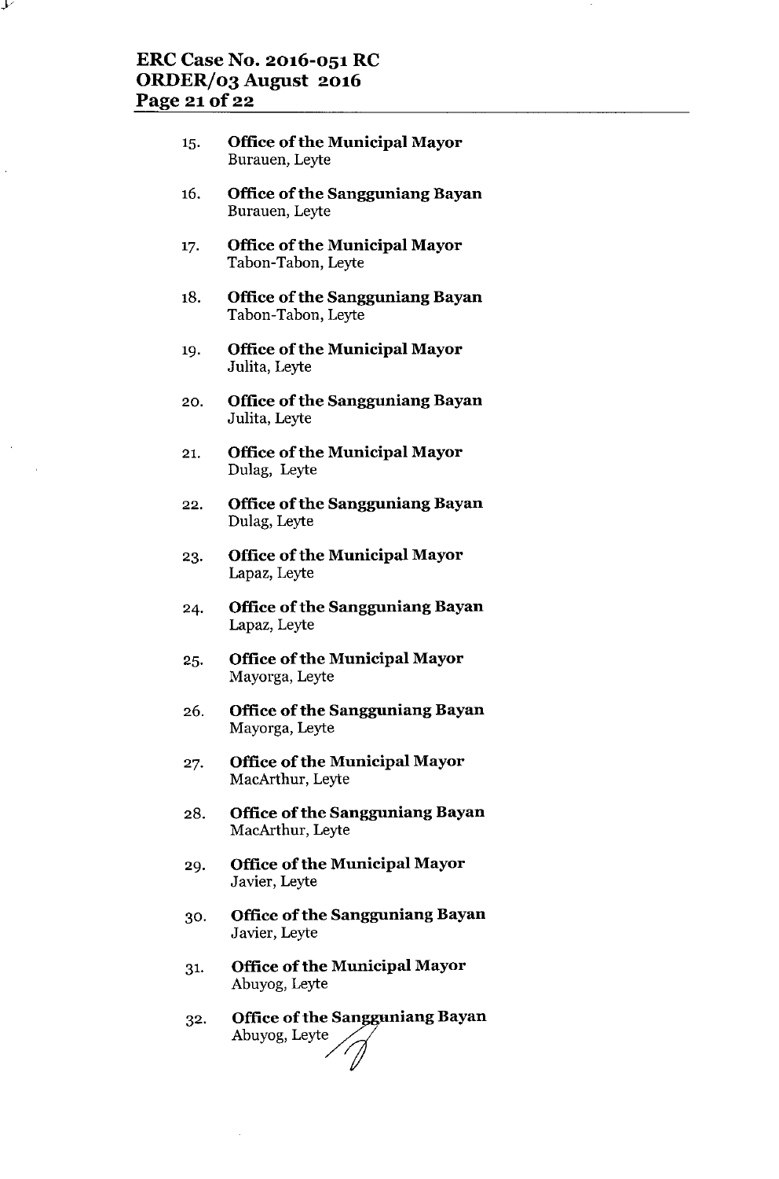15. **Office of the Municipal Mayor**
    Burauen, Leyte

16. **Office of the Sangguniang Bayan**
    Burauen, Leyte

17. **Office of the Municipal Mayor**
    Tabon-Tabon, Leyte

18. **Office of the Sangguniang Bayan**
    Tabon-Tabon, Leyte

19. **Office of the Municipal Mayor**
    Julita, Leyte

20. **Office of the Sangguniang Bayan**
    Julita, Leyte

21. **Office of the Municipal Mayor**
    Dulag, Leyte

22. **Office of the Sangguniang Bayan**
    Dulag, Leyte

23. **Office of the Municipal Mayor**
    Lapaz, Leyte

24. **Office of the Sangguniang Bayan**
    Lapaz, Leyte

25. **Office of the Municipal Mayor**
    Mayorga, Leyte

26. **Office of the Sangguniang Bayan**
    Mayorga, Leyte

27. **Office of the Municipal Mayor**
    MacArthur, Leyte

28. **Office of the Sangguniang Bayan**
    MacArthur, Leyte

29. **Office of the Municipal Mayor**
    Javier, Leyte

30. **Office of the Sangguniang Bayan**
    Javier, Leyte

31. **Office of the Municipal Mayor**
    Abuyog, Leyte

32. **Office of the Sangguniang Bayan**
    Abuyog, Leyte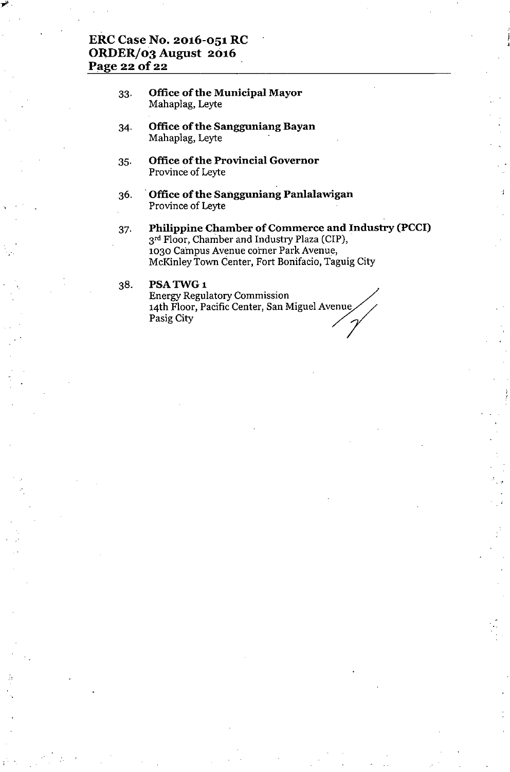33. **Office of the Municipal Mayor**
    Mahaplag, Leyte

34. **Office of the Sangguniang Bayan**
    Mahaplag, Leyte

35. **Office of the Provincial Governor**
    Province of Leyte

36. **Office of the Sangguniang Panlalawigan**
    Province of Leyte

37. **Philippine Chamber of Commerce and Industry (PCCI)**
    3rd Floor, Chamber and Industry Plaza (CIP),
    1030 Campus Avenue corner Park Avenue,
    McKinley Town Center, Fort Bonifacio, Taguig City

38. **PSA TWG 1**
    Energy Regulatory Commission
    14th Floor, Pacific Center, San Miguel Avenue
    Pasig City